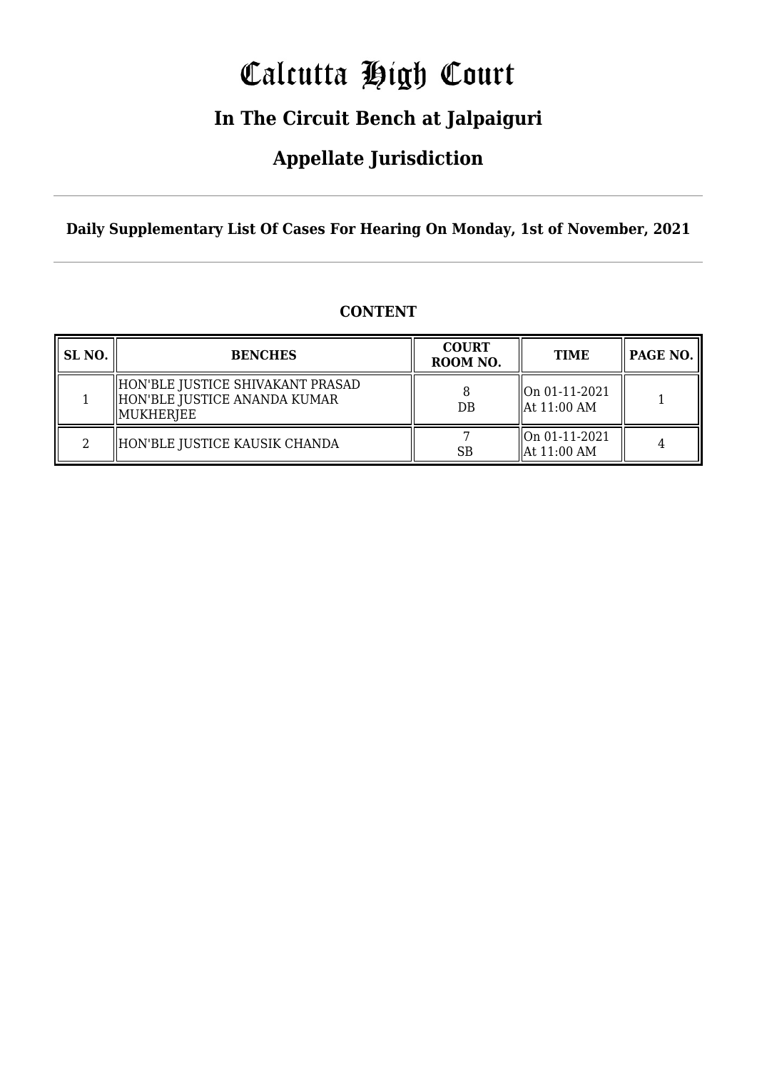# Calcutta High Court

## In The Circuit Bench at Jalpaiguri

## Appellate Jurisdiction

**Daily Supplementary List Of Cases For Hearing On Monday, 1st of November, 2021**

**CONTENT**

| SL NO. | BENCHES | COURT ROOM NO. | TIME | PAGE NO. |
|---|---|---|---|---|
| 1 | HON'BLE JUSTICE SHIVAKANT PRASAD<br>HON'BLE JUSTICE ANANDA KUMAR MUKHERJEE | 8<br>DB | On 01-11-2021<br>At 11:00 AM | 1 |
| 2 | HON'BLE JUSTICE KAUSIK CHANDA | 7<br>SB | On 01-11-2021<br>At 11:00 AM | 4 |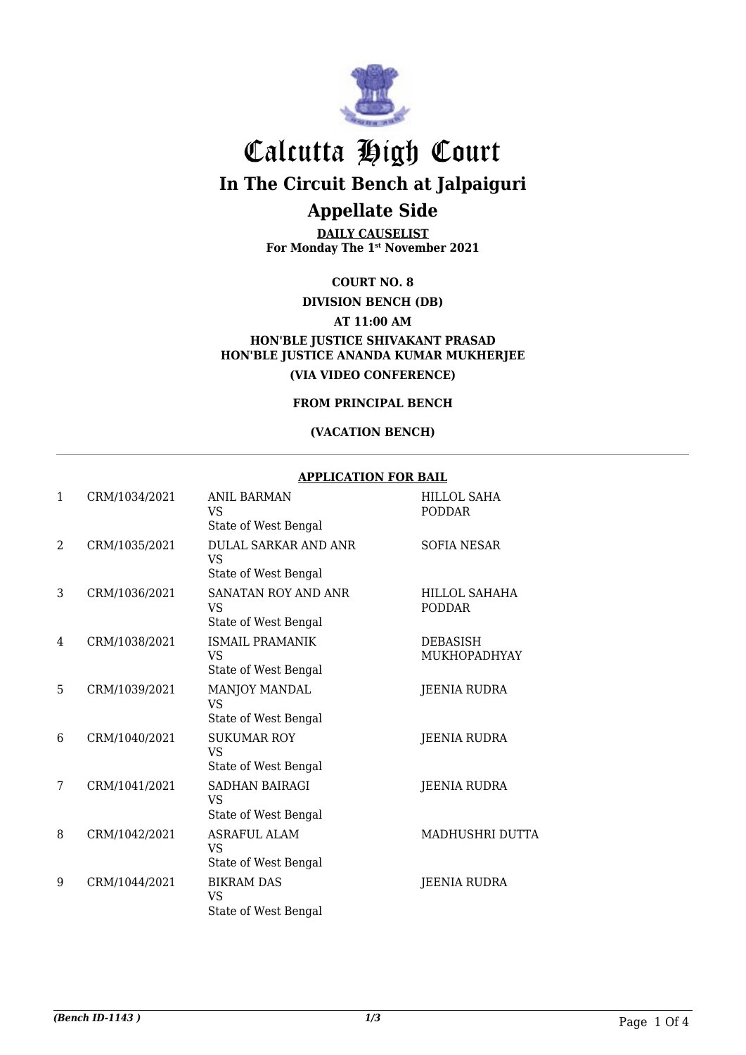# Calcutta High Court

## In The Circuit Bench at Jalpaiguri

## Appellate Side

**DAILY CAUSELIST**
**For Monday The 1st November 2021**

**COURT NO. 8**

**DIVISION BENCH (DB)**

**AT 11:00 AM**

**HON'BLE JUSTICE SHIVAKANT PRASAD**
**HON'BLE JUSTICE ANANDA KUMAR MUKHERJEE**

**(VIA VIDEO CONFERENCE)**

**FROM PRINCIPAL BENCH**

**(VACATION BENCH)**

**APPLICATION FOR BAIL**

| | | | |
|---|---|---|---|
| 1 | CRM/1034/2021 | ANIL BARMAN<br>VS<br>State of West Bengal | HILLOL SAHA PODDAR |
| 2 | CRM/1035/2021 | DULAL SARKAR AND ANR<br>VS<br>State of West Bengal | SOFIA NESAR |
| 3 | CRM/1036/2021 | SANATAN ROY AND ANR<br>VS<br>State of West Bengal | HILLOL SAHAHA PODDAR |
| 4 | CRM/1038/2021 | ISMAIL PRAMANIK<br>VS<br>State of West Bengal | DEBASISH MUKHOPADHYAY |
| 5 | CRM/1039/2021 | MANJOY MANDAL<br>VS<br>State of West Bengal | JEENIA RUDRA |
| 6 | CRM/1040/2021 | SUKUMAR ROY<br>VS<br>State of West Bengal | JEENIA RUDRA |
| 7 | CRM/1041/2021 | SADHAN BAIRAGI<br>VS<br>State of West Bengal | JEENIA RUDRA |
| 8 | CRM/1042/2021 | ASRAFUL ALAM<br>VS<br>State of West Bengal | MADHUSHRI DUTTA |
| 9 | CRM/1044/2021 | BIKRAM DAS<br>VS<br>State of West Bengal | JEENIA RUDRA |

*(Bench ID-1143 )*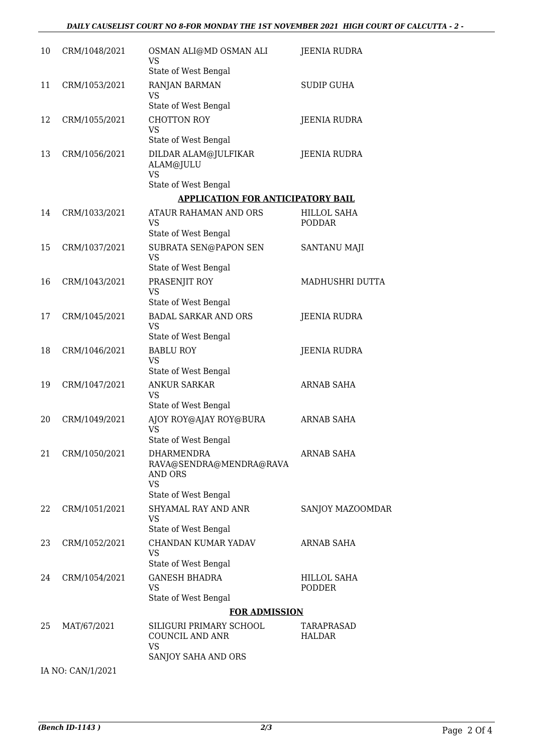| | | | |
|---|---|---|---|
| 10 | CRM/1048/2021 | OSMAN ALI@MD OSMAN ALI<br>VS<br>State of West Bengal | JEENIA RUDRA |
| 11 | CRM/1053/2021 | RANJAN BARMAN<br>VS<br>State of West Bengal | SUDIP GUHA |
| 12 | CRM/1055/2021 | CHOTTON ROY<br>VS<br>State of West Bengal | JEENIA RUDRA |
| 13 | CRM/1056/2021 | DILDAR ALAM@JULFIKAR ALAM@JULU<br>VS<br>State of West Bengal | JEENIA RUDRA |

**APPLICATION FOR ANTICIPATORY BAIL**

| | | | |
|---|---|---|---|
| 14 | CRM/1033/2021 | ATAUR RAHAMAN AND ORS<br>VS<br>State of West Bengal | HILLOL SAHA PODDAR |
| 15 | CRM/1037/2021 | SUBRATA SEN@PAPON SEN<br>VS<br>State of West Bengal | SANTANU MAJI |
| 16 | CRM/1043/2021 | PRASENJIT ROY<br>VS<br>State of West Bengal | MADHUSHRI DUTTA |
| 17 | CRM/1045/2021 | BADAL SARKAR AND ORS<br>VS<br>State of West Bengal | JEENIA RUDRA |
| 18 | CRM/1046/2021 | BABLU ROY<br>VS<br>State of West Bengal | JEENIA RUDRA |
| 19 | CRM/1047/2021 | ANKUR SARKAR<br>VS<br>State of West Bengal | ARNAB SAHA |
| 20 | CRM/1049/2021 | AJOY ROY@AJAY ROY@BURA<br>VS<br>State of West Bengal | ARNAB SAHA |
| 21 | CRM/1050/2021 | DHARMENDRA RAVA@SENDRA@MENDRA@RAVA AND ORS<br>VS<br>State of West Bengal | ARNAB SAHA |
| 22 | CRM/1051/2021 | SHYAMAL RAY AND ANR<br>VS<br>State of West Bengal | SANJOY MAZOOMDAR |
| 23 | CRM/1052/2021 | CHANDAN KUMAR YADAV<br>VS<br>State of West Bengal | ARNAB SAHA |
| 24 | CRM/1054/2021 | GANESH BHADRA<br>VS<br>State of West Bengal | HILLOL SAHA PODDER |

**FOR ADMISSION**

| | | | |
|---|---|---|---|
| 25 | MAT/67/2021 | SILIGURI PRIMARY SCHOOL COUNCIL AND ANR<br>VS<br>SANJOY SAHA AND ORS | TARAPRASAD HALDAR |

IA NO: CAN/1/2021

*(Bench ID-1143 )*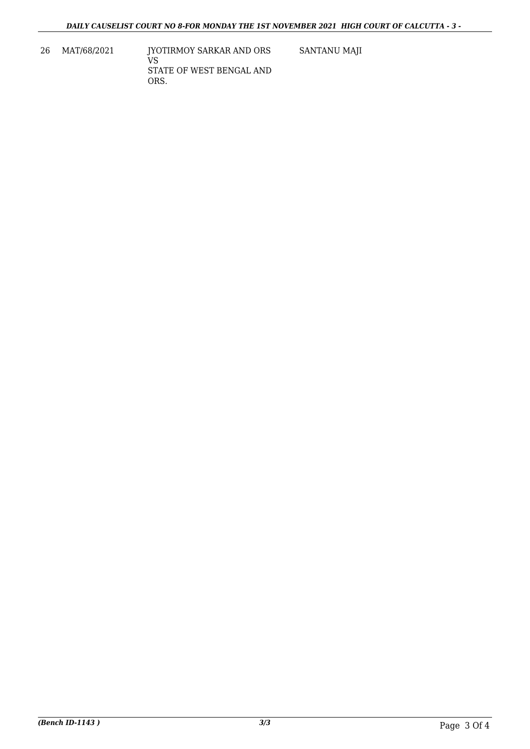| 26 | MAT/68/2021 | JYOTIRMOY SARKAR AND ORS<br>VS<br>STATE OF WEST BENGAL AND ORS. | SANTANU MAJI |
|---|---|---|---|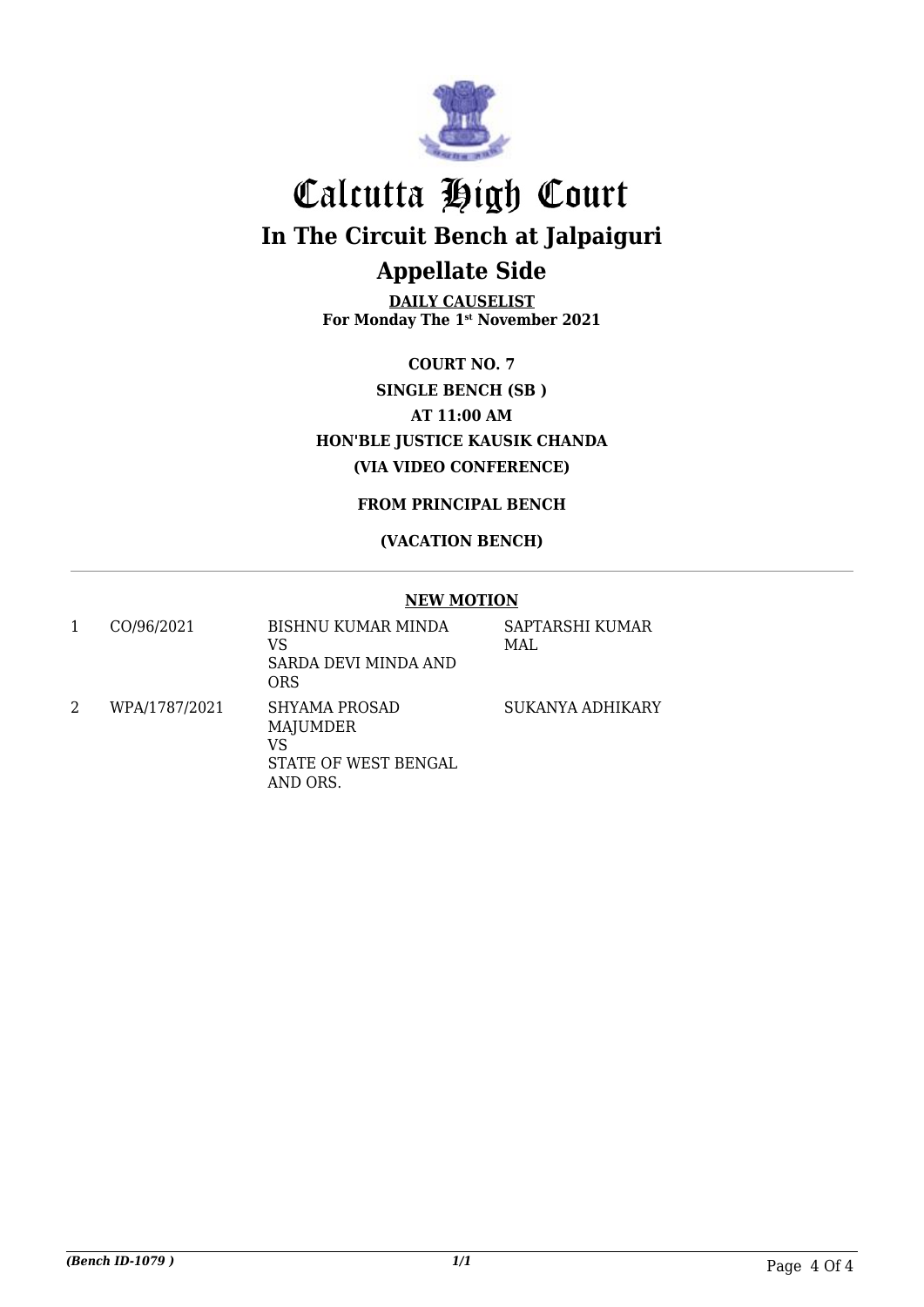# Calcutta High Court

## In The Circuit Bench at Jalpaiguri

## Appellate Side

**DAILY CAUSELIST**
**For Monday The 1st November 2021**

**COURT NO. 7**
**SINGLE BENCH (SB )**
**AT 11:00 AM**
**HON'BLE JUSTICE KAUSIK CHANDA**
**(VIA VIDEO CONFERENCE)**

**FROM PRINCIPAL BENCH**

**(VACATION BENCH)**

**NEW MOTION**

| | | | |
|---|---|---|---|
| 1 | CO/96/2021 | BISHNU KUMAR MINDA VS SARDA DEVI MINDA AND ORS | SAPTARSHI KUMAR MAL |
| 2 | WPA/1787/2021 | SHYAMA PROSAD MAJUMDER VS STATE OF WEST BENGAL AND ORS. | SUKANYA ADHIKARY |

*(Bench ID-1079 )* 1/1